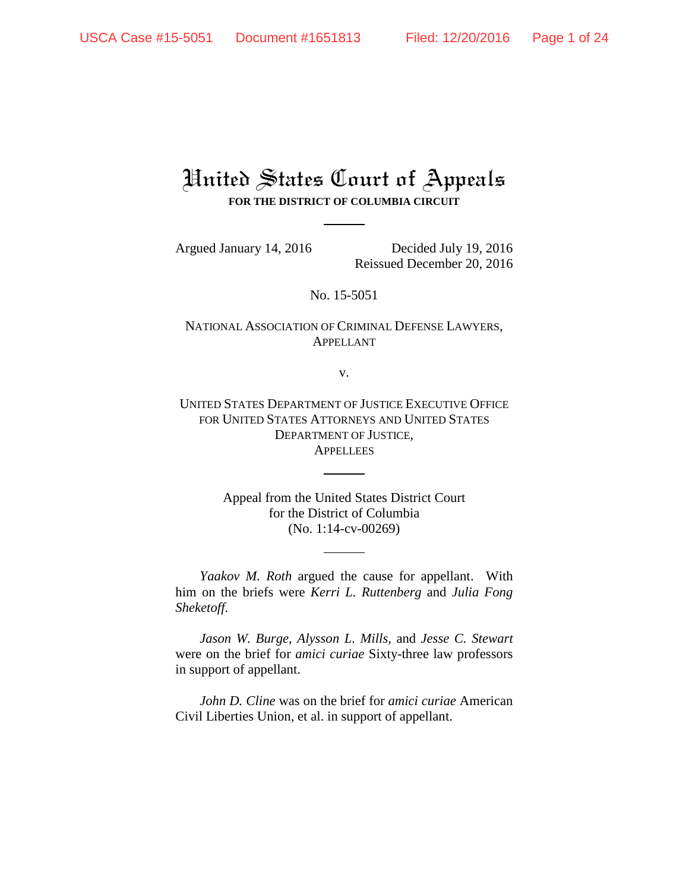# United States Court of Appeals

**FOR THE DISTRICT OF COLUMBIA CIRCUIT**

Argued January 14, 2016

Decided July 19, 2016
Reissued December 20, 2016

No. 15-5051

NATIONAL ASSOCIATION OF CRIMINAL DEFENSE LAWYERS,
APPELLANT

v.

UNITED STATES DEPARTMENT OF JUSTICE EXECUTIVE OFFICE FOR UNITED STATES ATTORNEYS AND UNITED STATES DEPARTMENT OF JUSTICE,
APPELLEES

Appeal from the United States District Court
for the District of Columbia
(No. 1:14-cv-00269)

*Yaakov M. Roth* argued the cause for appellant. With him on the briefs were *Kerri L. Ruttenberg* and *Julia Fong Sheketoff*.

*Jason W. Burge*, *Alysson L. Mills*, and *Jesse C. Stewart* were on the brief for *amici curiae* Sixty-three law professors in support of appellant.

*John D. Cline* was on the brief for *amici curiae* American Civil Liberties Union, et al. in support of appellant.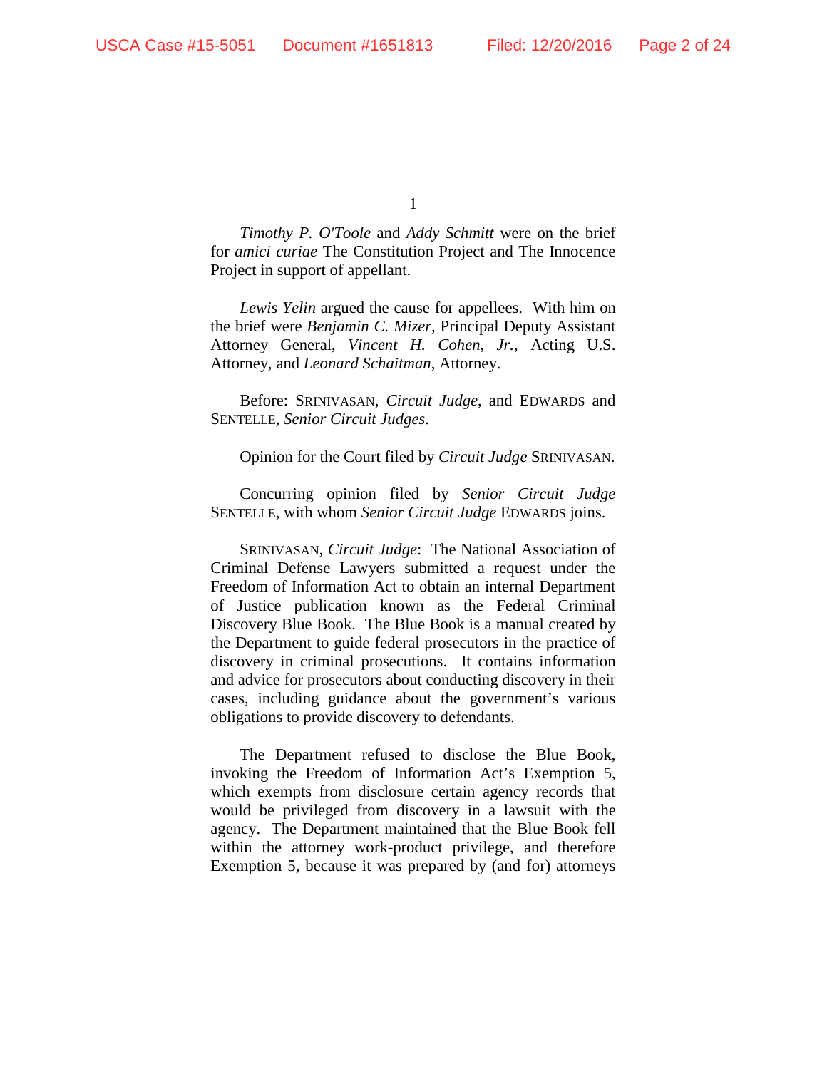*Timothy P. O'Toole* and *Addy Schmitt* were on the brief for *amici curiae* The Constitution Project and The Innocence Project in support of appellant.

*Lewis Yelin* argued the cause for appellees. With him on the brief were *Benjamin C. Mizer*, Principal Deputy Assistant Attorney General, *Vincent H. Cohen, Jr.*, Acting U.S. Attorney, and *Leonard Schaitman*, Attorney.

Before: SRINIVASAN, *Circuit Judge*, and EDWARDS and SENTELLE, *Senior Circuit Judges*.

Opinion for the Court filed by *Circuit Judge* SRINIVASAN.

Concurring opinion filed by *Senior Circuit Judge* SENTELLE, with whom *Senior Circuit Judge* EDWARDS joins.

SRINIVASAN, *Circuit Judge*: The National Association of Criminal Defense Lawyers submitted a request under the Freedom of Information Act to obtain an internal Department of Justice publication known as the Federal Criminal Discovery Blue Book. The Blue Book is a manual created by the Department to guide federal prosecutors in the practice of discovery in criminal prosecutions. It contains information and advice for prosecutors about conducting discovery in their cases, including guidance about the government's various obligations to provide discovery to defendants.

The Department refused to disclose the Blue Book, invoking the Freedom of Information Act's Exemption 5, which exempts from disclosure certain agency records that would be privileged from discovery in a lawsuit with the agency. The Department maintained that the Blue Book fell within the attorney work-product privilege, and therefore Exemption 5, because it was prepared by (and for) attorneys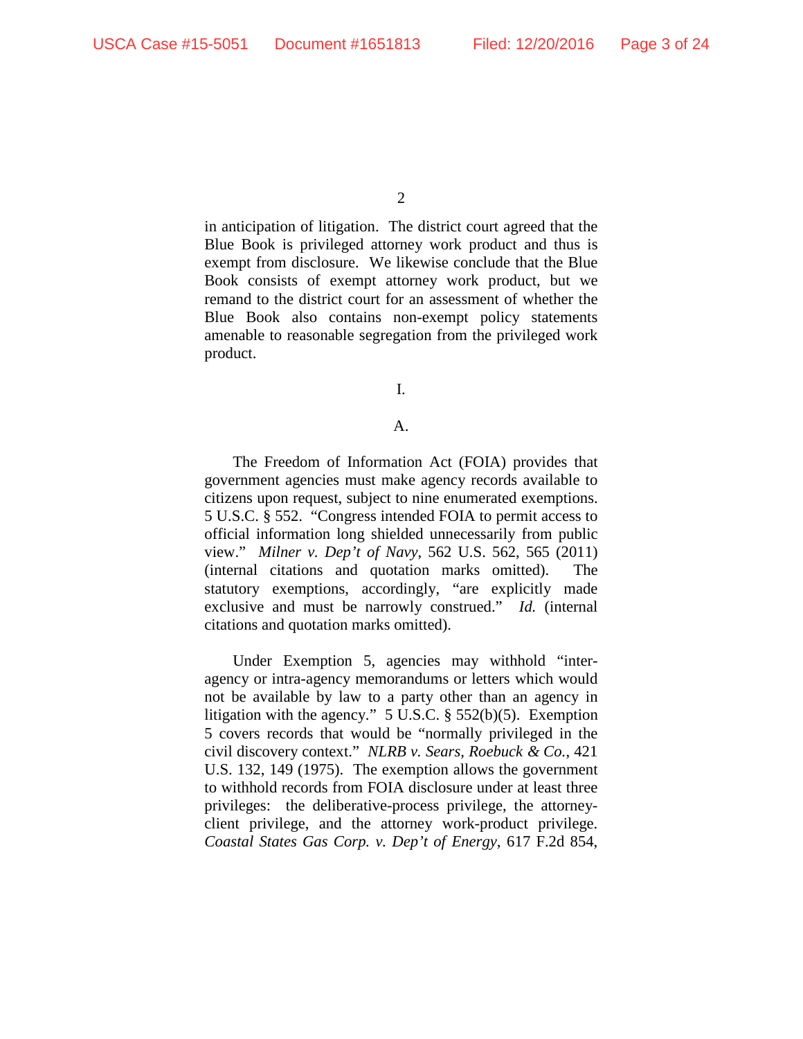in anticipation of litigation. The district court agreed that the Blue Book is privileged attorney work product and thus is exempt from disclosure. We likewise conclude that the Blue Book consists of exempt attorney work product, but we remand to the district court for an assessment of whether the Blue Book also contains non-exempt policy statements amenable to reasonable segregation from the privileged work product.

I.

A.

The Freedom of Information Act (FOIA) provides that government agencies must make agency records available to citizens upon request, subject to nine enumerated exemptions. 5 U.S.C. § 552. "Congress intended FOIA to permit access to official information long shielded unnecessarily from public view." *Milner v. Dep't of Navy*, 562 U.S. 562, 565 (2011) (internal citations and quotation marks omitted). The statutory exemptions, accordingly, "are explicitly made exclusive and must be narrowly construed." *Id.* (internal citations and quotation marks omitted).

Under Exemption 5, agencies may withhold "inter-agency or intra-agency memorandums or letters which would not be available by law to a party other than an agency in litigation with the agency." 5 U.S.C. § 552(b)(5). Exemption 5 covers records that would be "normally privileged in the civil discovery context." *NLRB v. Sears, Roebuck & Co.*, 421 U.S. 132, 149 (1975). The exemption allows the government to withhold records from FOIA disclosure under at least three privileges: the deliberative-process privilege, the attorney-client privilege, and the attorney work-product privilege. *Coastal States Gas Corp. v. Dep't of Energy*, 617 F.2d 854,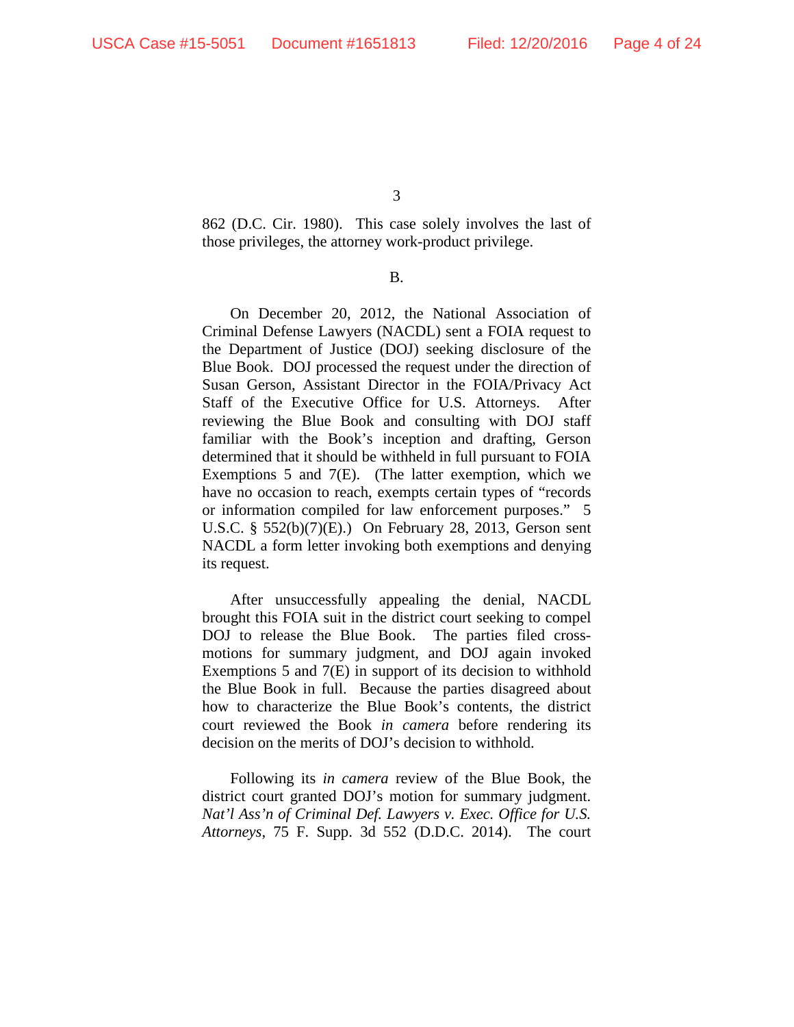862 (D.C. Cir. 1980). This case solely involves the last of those privileges, the attorney work-product privilege.

B.

On December 20, 2012, the National Association of Criminal Defense Lawyers (NACDL) sent a FOIA request to the Department of Justice (DOJ) seeking disclosure of the Blue Book. DOJ processed the request under the direction of Susan Gerson, Assistant Director in the FOIA/Privacy Act Staff of the Executive Office for U.S. Attorneys. After reviewing the Blue Book and consulting with DOJ staff familiar with the Book's inception and drafting, Gerson determined that it should be withheld in full pursuant to FOIA Exemptions 5 and 7(E). (The latter exemption, which we have no occasion to reach, exempts certain types of "records or information compiled for law enforcement purposes." 5 U.S.C. § 552(b)(7)(E).) On February 28, 2013, Gerson sent NACDL a form letter invoking both exemptions and denying its request.

After unsuccessfully appealing the denial, NACDL brought this FOIA suit in the district court seeking to compel DOJ to release the Blue Book. The parties filed cross-motions for summary judgment, and DOJ again invoked Exemptions 5 and 7(E) in support of its decision to withhold the Blue Book in full. Because the parties disagreed about how to characterize the Blue Book's contents, the district court reviewed the Book *in camera* before rendering its decision on the merits of DOJ's decision to withhold.

Following its *in camera* review of the Blue Book, the district court granted DOJ's motion for summary judgment. *Nat'l Ass'n of Criminal Def. Lawyers v. Exec. Office for U.S. Attorneys*, 75 F. Supp. 3d 552 (D.D.C. 2014). The court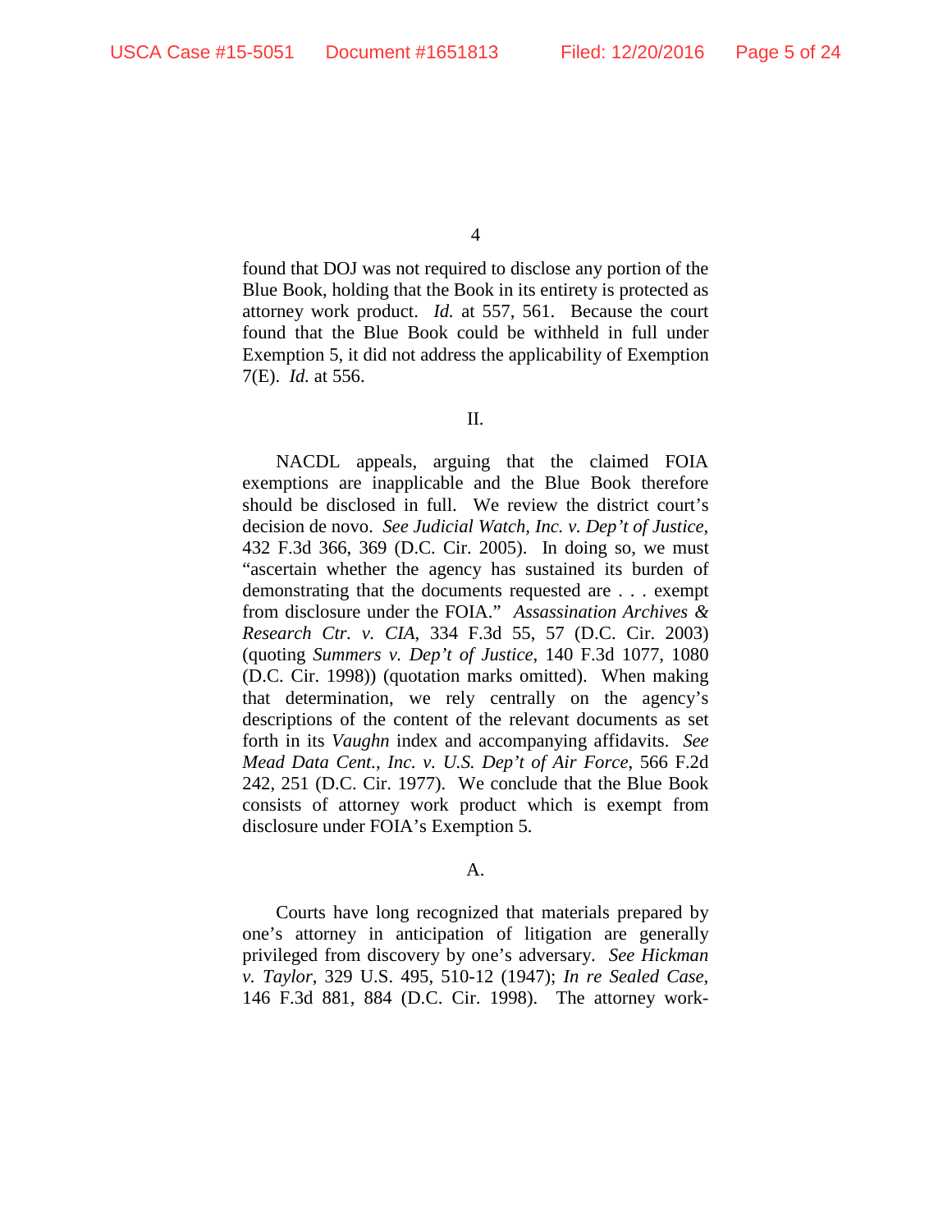found that DOJ was not required to disclose any portion of the Blue Book, holding that the Book in its entirety is protected as attorney work product. *Id.* at 557, 561. Because the court found that the Blue Book could be withheld in full under Exemption 5, it did not address the applicability of Exemption 7(E). *Id.* at 556.

## II.

NACDL appeals, arguing that the claimed FOIA exemptions are inapplicable and the Blue Book therefore should be disclosed in full. We review the district court's decision de novo. *See Judicial Watch, Inc. v. Dep't of Justice*, 432 F.3d 366, 369 (D.C. Cir. 2005). In doing so, we must "ascertain whether the agency has sustained its burden of demonstrating that the documents requested are . . . exempt from disclosure under the FOIA." *Assassination Archives & Research Ctr. v. CIA*, 334 F.3d 55, 57 (D.C. Cir. 2003) (quoting *Summers v. Dep't of Justice*, 140 F.3d 1077, 1080 (D.C. Cir. 1998)) (quotation marks omitted). When making that determination, we rely centrally on the agency's descriptions of the content of the relevant documents as set forth in its *Vaughn* index and accompanying affidavits. *See Mead Data Cent., Inc. v. U.S. Dep't of Air Force*, 566 F.2d 242, 251 (D.C. Cir. 1977). We conclude that the Blue Book consists of attorney work product which is exempt from disclosure under FOIA's Exemption 5.

### A.

Courts have long recognized that materials prepared by one's attorney in anticipation of litigation are generally privileged from discovery by one's adversary. *See Hickman v. Taylor*, 329 U.S. 495, 510-12 (1947); *In re Sealed Case*, 146 F.3d 881, 884 (D.C. Cir. 1998). The attorney work-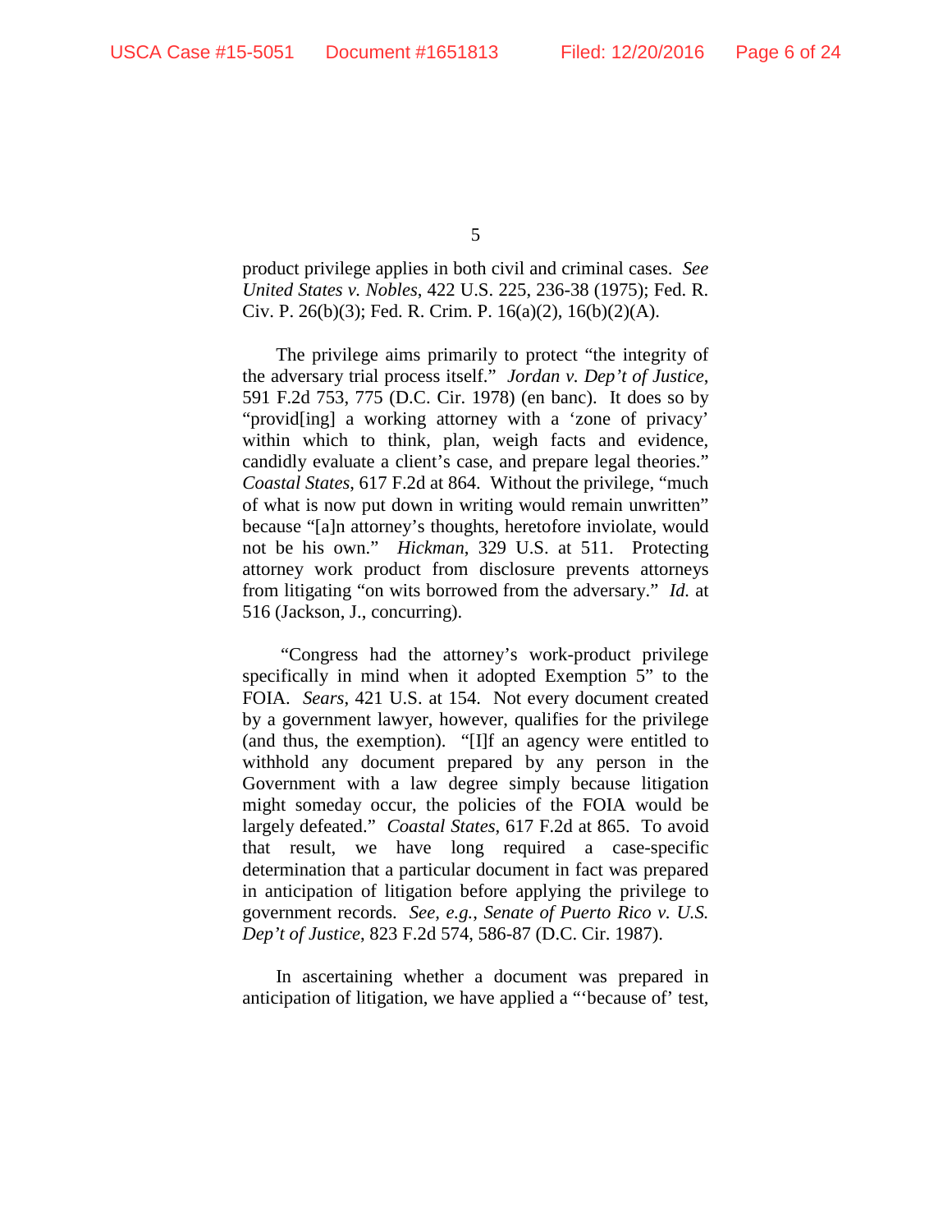product privilege applies in both civil and criminal cases. *See United States v. Nobles*, 422 U.S. 225, 236-38 (1975); Fed. R. Civ. P. 26(b)(3); Fed. R. Crim. P. 16(a)(2), 16(b)(2)(A).

The privilege aims primarily to protect "the integrity of the adversary trial process itself." *Jordan v. Dep't of Justice*, 591 F.2d 753, 775 (D.C. Cir. 1978) (en banc). It does so by "provid[ing] a working attorney with a 'zone of privacy' within which to think, plan, weigh facts and evidence, candidly evaluate a client's case, and prepare legal theories." *Coastal States*, 617 F.2d at 864. Without the privilege, "much of what is now put down in writing would remain unwritten" because "[a]n attorney's thoughts, heretofore inviolate, would not be his own." *Hickman*, 329 U.S. at 511. Protecting attorney work product from disclosure prevents attorneys from litigating "on wits borrowed from the adversary." *Id.* at 516 (Jackson, J., concurring).

"Congress had the attorney's work-product privilege specifically in mind when it adopted Exemption 5" to the FOIA. *Sears*, 421 U.S. at 154. Not every document created by a government lawyer, however, qualifies for the privilege (and thus, the exemption). "[I]f an agency were entitled to withhold any document prepared by any person in the Government with a law degree simply because litigation might someday occur, the policies of the FOIA would be largely defeated." *Coastal States*, 617 F.2d at 865. To avoid that result, we have long required a case-specific determination that a particular document in fact was prepared in anticipation of litigation before applying the privilege to government records. *See, e.g.*, *Senate of Puerto Rico v. U.S. Dep't of Justice*, 823 F.2d 574, 586-87 (D.C. Cir. 1987).

In ascertaining whether a document was prepared in anticipation of litigation, we have applied a "'because of' test,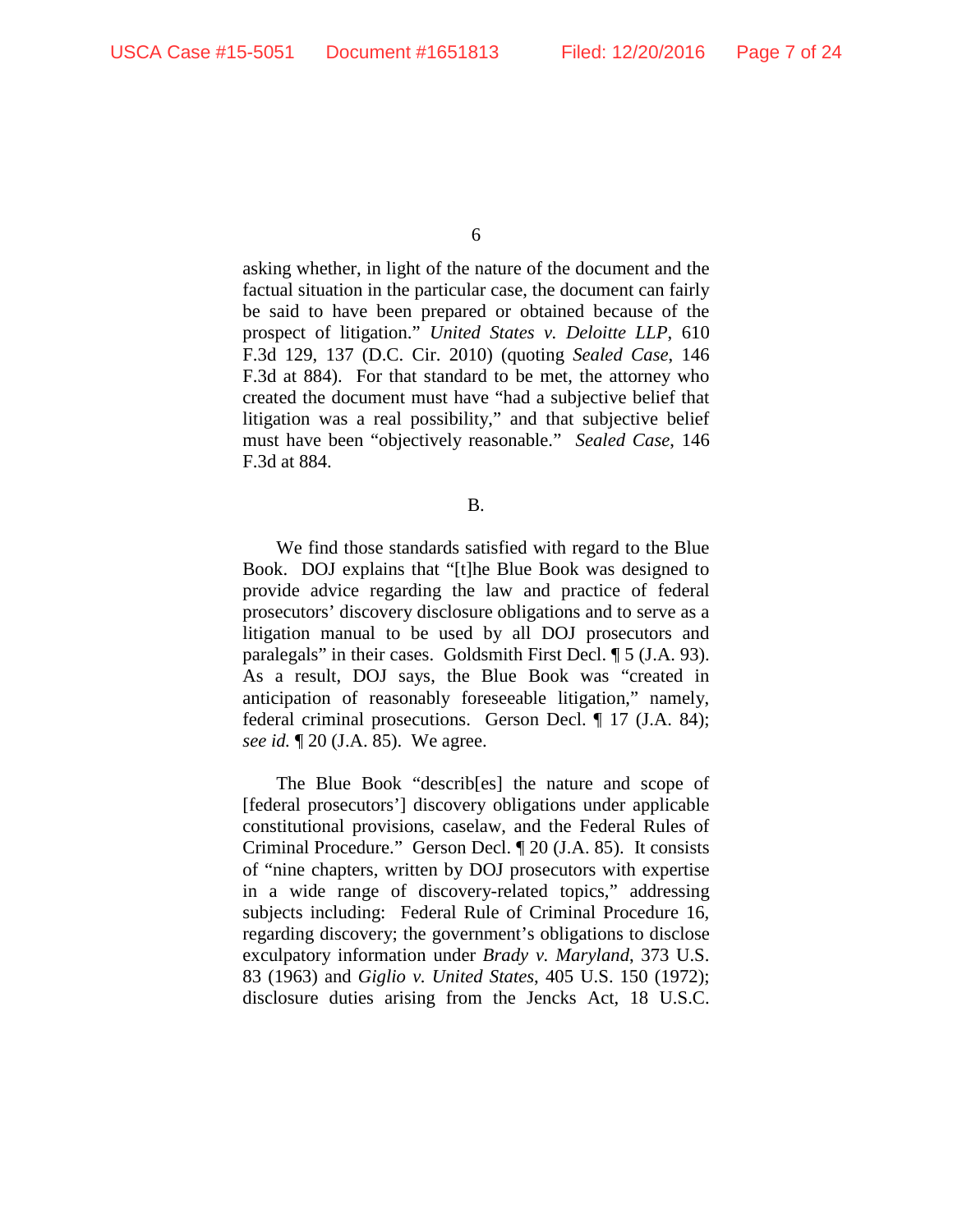asking whether, in light of the nature of the document and the factual situation in the particular case, the document can fairly be said to have been prepared or obtained because of the prospect of litigation." *United States v. Deloitte LLP*, 610 F.3d 129, 137 (D.C. Cir. 2010) (quoting *Sealed Case*, 146 F.3d at 884). For that standard to be met, the attorney who created the document must have "had a subjective belief that litigation was a real possibility," and that subjective belief must have been "objectively reasonable." *Sealed Case*, 146 F.3d at 884.

B.

We find those standards satisfied with regard to the Blue Book. DOJ explains that "[t]he Blue Book was designed to provide advice regarding the law and practice of federal prosecutors' discovery disclosure obligations and to serve as a litigation manual to be used by all DOJ prosecutors and paralegals" in their cases. Goldsmith First Decl. ¶ 5 (J.A. 93). As a result, DOJ says, the Blue Book was "created in anticipation of reasonably foreseeable litigation," namely, federal criminal prosecutions. Gerson Decl. ¶ 17 (J.A. 84); *see id.* ¶ 20 (J.A. 85). We agree.

The Blue Book "describ[es] the nature and scope of [federal prosecutors'] discovery obligations under applicable constitutional provisions, caselaw, and the Federal Rules of Criminal Procedure." Gerson Decl. ¶ 20 (J.A. 85). It consists of "nine chapters, written by DOJ prosecutors with expertise in a wide range of discovery-related topics," addressing subjects including: Federal Rule of Criminal Procedure 16, regarding discovery; the government's obligations to disclose exculpatory information under *Brady v. Maryland*, 373 U.S. 83 (1963) and *Giglio v. United States*, 405 U.S. 150 (1972); disclosure duties arising from the Jencks Act, 18 U.S.C.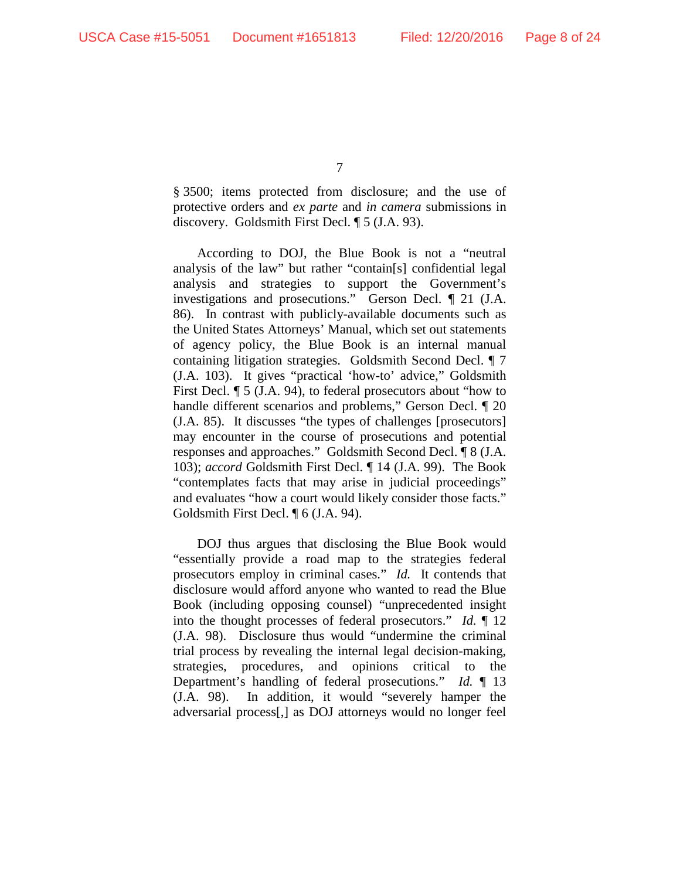§ 3500; items protected from disclosure; and the use of protective orders and *ex parte* and *in camera* submissions in discovery. Goldsmith First Decl. ¶ 5 (J.A. 93).

According to DOJ, the Blue Book is not a "neutral analysis of the law" but rather "contain[s] confidential legal analysis and strategies to support the Government's investigations and prosecutions." Gerson Decl. ¶ 21 (J.A. 86). In contrast with publicly-available documents such as the United States Attorneys' Manual, which set out statements of agency policy, the Blue Book is an internal manual containing litigation strategies. Goldsmith Second Decl. ¶ 7 (J.A. 103). It gives "practical 'how-to' advice," Goldsmith First Decl. ¶ 5 (J.A. 94), to federal prosecutors about "how to handle different scenarios and problems," Gerson Decl. ¶ 20 (J.A. 85). It discusses "the types of challenges [prosecutors] may encounter in the course of prosecutions and potential responses and approaches." Goldsmith Second Decl. ¶ 8 (J.A. 103); *accord* Goldsmith First Decl. ¶ 14 (J.A. 99). The Book "contemplates facts that may arise in judicial proceedings" and evaluates "how a court would likely consider those facts." Goldsmith First Decl. ¶ 6 (J.A. 94).

DOJ thus argues that disclosing the Blue Book would "essentially provide a road map to the strategies federal prosecutors employ in criminal cases." *Id.* It contends that disclosure would afford anyone who wanted to read the Blue Book (including opposing counsel) "unprecedented insight into the thought processes of federal prosecutors." *Id.* ¶ 12 (J.A. 98). Disclosure thus would "undermine the criminal trial process by revealing the internal legal decision-making, strategies, procedures, and opinions critical to the Department's handling of federal prosecutions." *Id.* ¶ 13 (J.A. 98). In addition, it would "severely hamper the adversarial process[,] as DOJ attorneys would no longer feel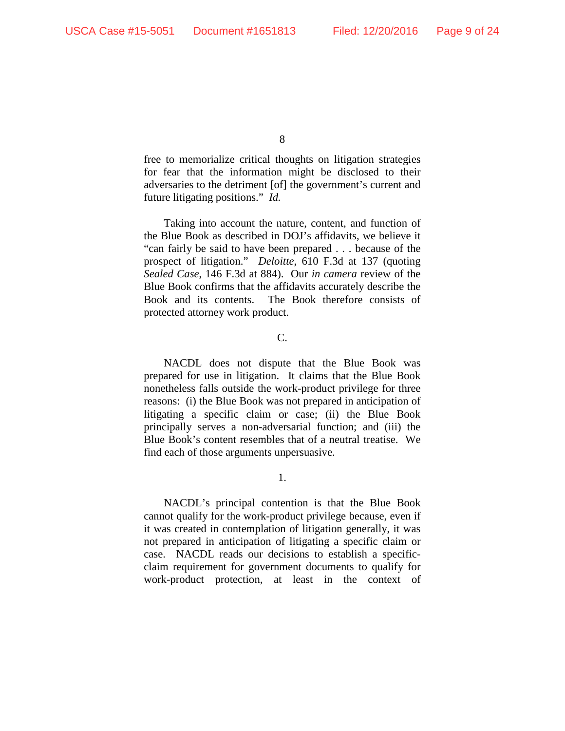free to memorialize critical thoughts on litigation strategies for fear that the information might be disclosed to their adversaries to the detriment [of] the government's current and future litigating positions." *Id.*

Taking into account the nature, content, and function of the Blue Book as described in DOJ's affidavits, we believe it "can fairly be said to have been prepared . . . because of the prospect of litigation." *Deloitte*, 610 F.3d at 137 (quoting *Sealed Case*, 146 F.3d at 884). Our *in camera* review of the Blue Book confirms that the affidavits accurately describe the Book and its contents. The Book therefore consists of protected attorney work product.

C.

NACDL does not dispute that the Blue Book was prepared for use in litigation. It claims that the Blue Book nonetheless falls outside the work-product privilege for three reasons: (i) the Blue Book was not prepared in anticipation of litigating a specific claim or case; (ii) the Blue Book principally serves a non-adversarial function; and (iii) the Blue Book's content resembles that of a neutral treatise. We find each of those arguments unpersuasive.

1.

NACDL's principal contention is that the Blue Book cannot qualify for the work-product privilege because, even if it was created in contemplation of litigation generally, it was not prepared in anticipation of litigating a specific claim or case. NACDL reads our decisions to establish a specific-claim requirement for government documents to qualify for work-product protection, at least in the context of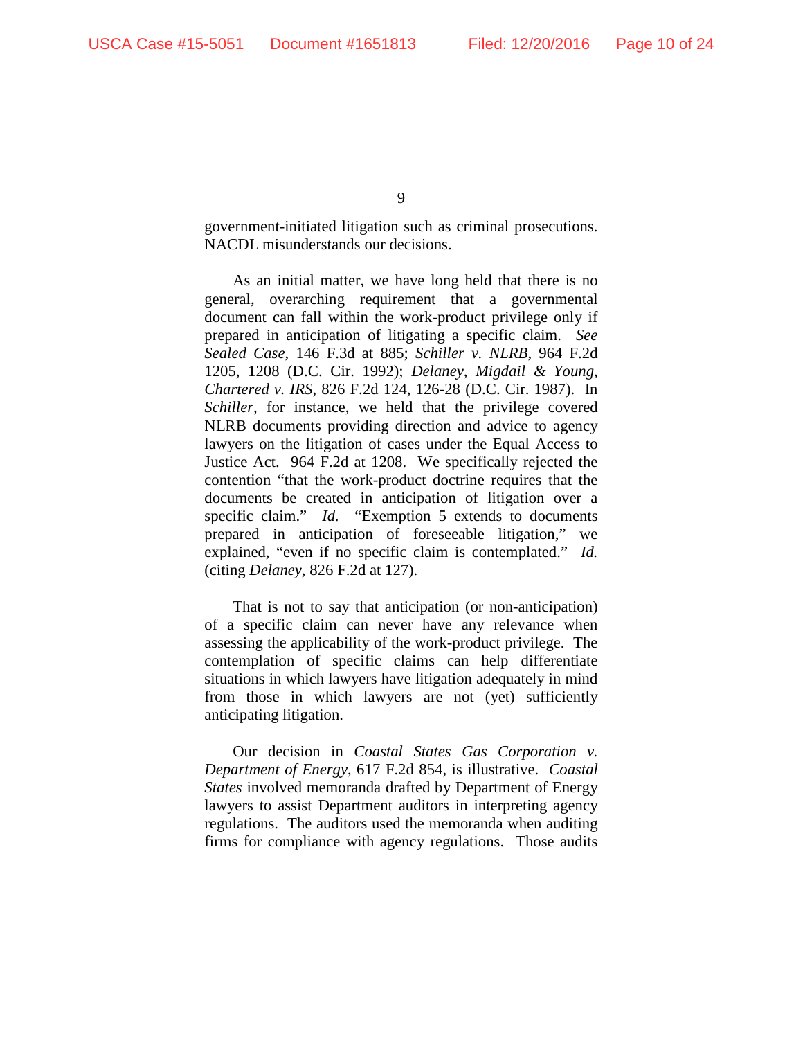government-initiated litigation such as criminal prosecutions. NACDL misunderstands our decisions.

As an initial matter, we have long held that there is no general, overarching requirement that a governmental document can fall within the work-product privilege only if prepared in anticipation of litigating a specific claim. *See Sealed Case*, 146 F.3d at 885; *Schiller v. NLRB*, 964 F.2d 1205, 1208 (D.C. Cir. 1992); *Delaney, Migdail & Young, Chartered v. IRS*, 826 F.2d 124, 126-28 (D.C. Cir. 1987). In *Schiller*, for instance, we held that the privilege covered NLRB documents providing direction and advice to agency lawyers on the litigation of cases under the Equal Access to Justice Act. 964 F.2d at 1208. We specifically rejected the contention "that the work-product doctrine requires that the documents be created in anticipation of litigation over a specific claim." *Id.* "Exemption 5 extends to documents prepared in anticipation of foreseeable litigation," we explained, "even if no specific claim is contemplated." *Id.* (citing *Delaney*, 826 F.2d at 127).

That is not to say that anticipation (or non-anticipation) of a specific claim can never have any relevance when assessing the applicability of the work-product privilege. The contemplation of specific claims can help differentiate situations in which lawyers have litigation adequately in mind from those in which lawyers are not (yet) sufficiently anticipating litigation.

Our decision in *Coastal States Gas Corporation v. Department of Energy*, 617 F.2d 854, is illustrative. *Coastal States* involved memoranda drafted by Department of Energy lawyers to assist Department auditors in interpreting agency regulations. The auditors used the memoranda when auditing firms for compliance with agency regulations. Those audits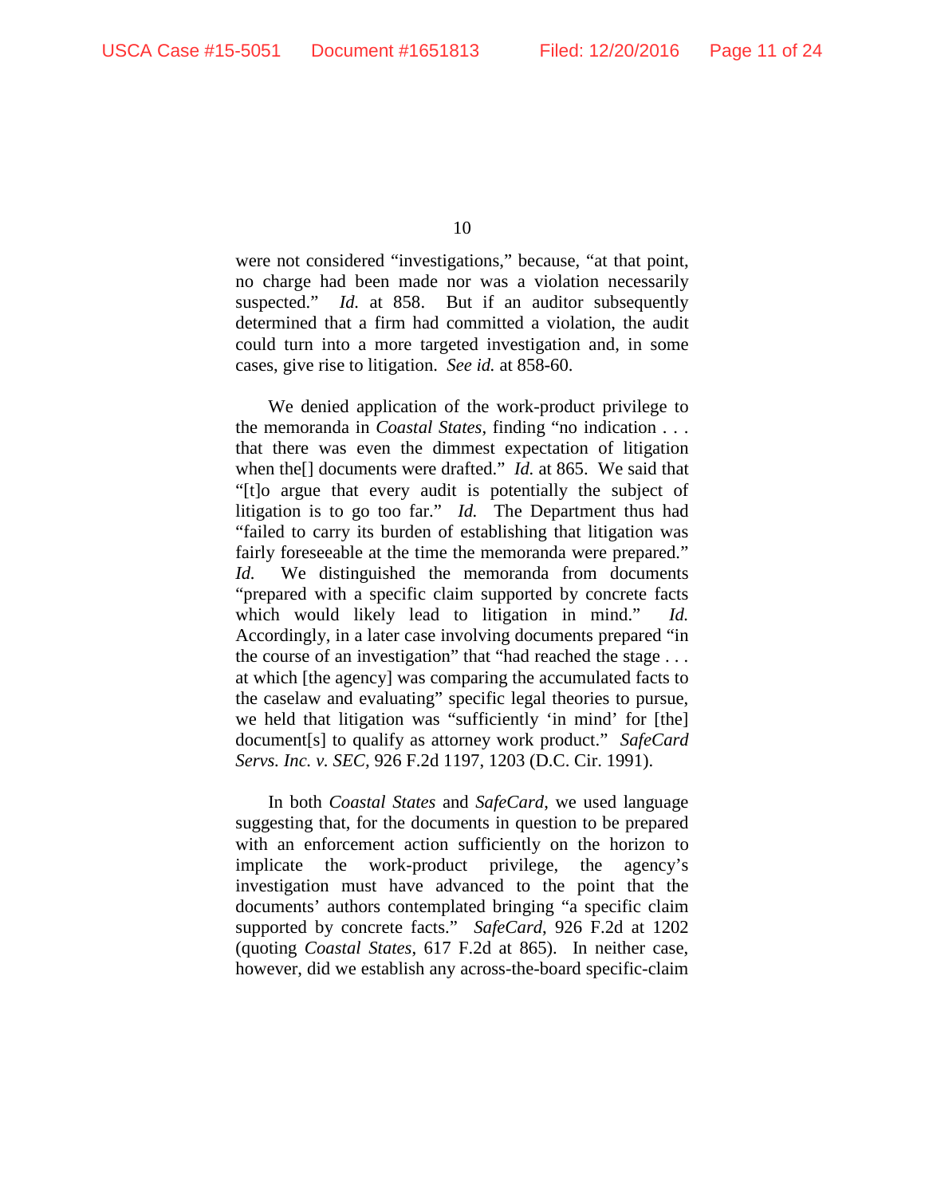were not considered "investigations," because, "at that point, no charge had been made nor was a violation necessarily suspected." *Id.* at 858. But if an auditor subsequently determined that a firm had committed a violation, the audit could turn into a more targeted investigation and, in some cases, give rise to litigation. *See id.* at 858-60.

We denied application of the work-product privilege to the memoranda in *Coastal States*, finding "no indication . . . that there was even the dimmest expectation of litigation when the[] documents were drafted." *Id.* at 865. We said that "[t]o argue that every audit is potentially the subject of litigation is to go too far." *Id.* The Department thus had "failed to carry its burden of establishing that litigation was fairly foreseeable at the time the memoranda were prepared." *Id.* We distinguished the memoranda from documents "prepared with a specific claim supported by concrete facts which would likely lead to litigation in mind." *Id.* Accordingly, in a later case involving documents prepared "in the course of an investigation" that "had reached the stage . . . at which [the agency] was comparing the accumulated facts to the caselaw and evaluating" specific legal theories to pursue, we held that litigation was "sufficiently 'in mind' for [the] document[s] to qualify as attorney work product." *SafeCard Servs. Inc. v. SEC*, 926 F.2d 1197, 1203 (D.C. Cir. 1991).

In both *Coastal States* and *SafeCard*, we used language suggesting that, for the documents in question to be prepared with an enforcement action sufficiently on the horizon to implicate the work-product privilege, the agency's investigation must have advanced to the point that the documents' authors contemplated bringing "a specific claim supported by concrete facts." *SafeCard*, 926 F.2d at 1202 (quoting *Coastal States*, 617 F.2d at 865). In neither case, however, did we establish any across-the-board specific-claim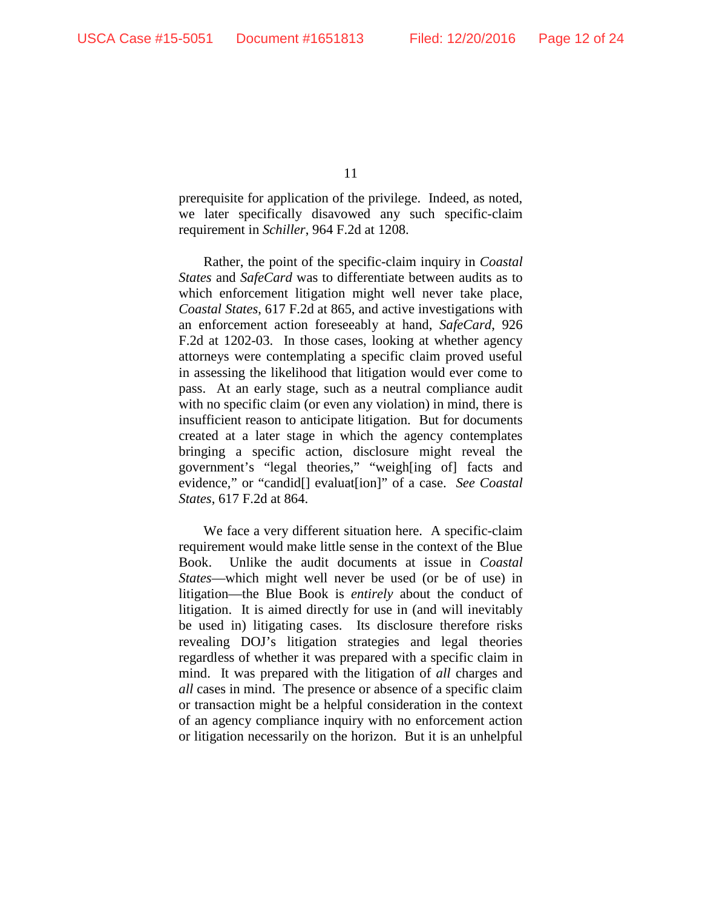prerequisite for application of the privilege. Indeed, as noted, we later specifically disavowed any such specific-claim requirement in *Schiller*, 964 F.2d at 1208.

Rather, the point of the specific-claim inquiry in *Coastal States* and *SafeCard* was to differentiate between audits as to which enforcement litigation might well never take place, *Coastal States*, 617 F.2d at 865, and active investigations with an enforcement action foreseeably at hand, *SafeCard*, 926 F.2d at 1202-03. In those cases, looking at whether agency attorneys were contemplating a specific claim proved useful in assessing the likelihood that litigation would ever come to pass. At an early stage, such as a neutral compliance audit with no specific claim (or even any violation) in mind, there is insufficient reason to anticipate litigation. But for documents created at a later stage in which the agency contemplates bringing a specific action, disclosure might reveal the government's "legal theories," "weigh[ing of] facts and evidence," or "candid[] evaluat[ion]" of a case. *See Coastal States*, 617 F.2d at 864.

We face a very different situation here. A specific-claim requirement would make little sense in the context of the Blue Book. Unlike the audit documents at issue in *Coastal States*—which might well never be used (or be of use) in litigation—the Blue Book is *entirely* about the conduct of litigation. It is aimed directly for use in (and will inevitably be used in) litigating cases. Its disclosure therefore risks revealing DOJ's litigation strategies and legal theories regardless of whether it was prepared with a specific claim in mind. It was prepared with the litigation of *all* charges and *all* cases in mind. The presence or absence of a specific claim or transaction might be a helpful consideration in the context of an agency compliance inquiry with no enforcement action or litigation necessarily on the horizon. But it is an unhelpful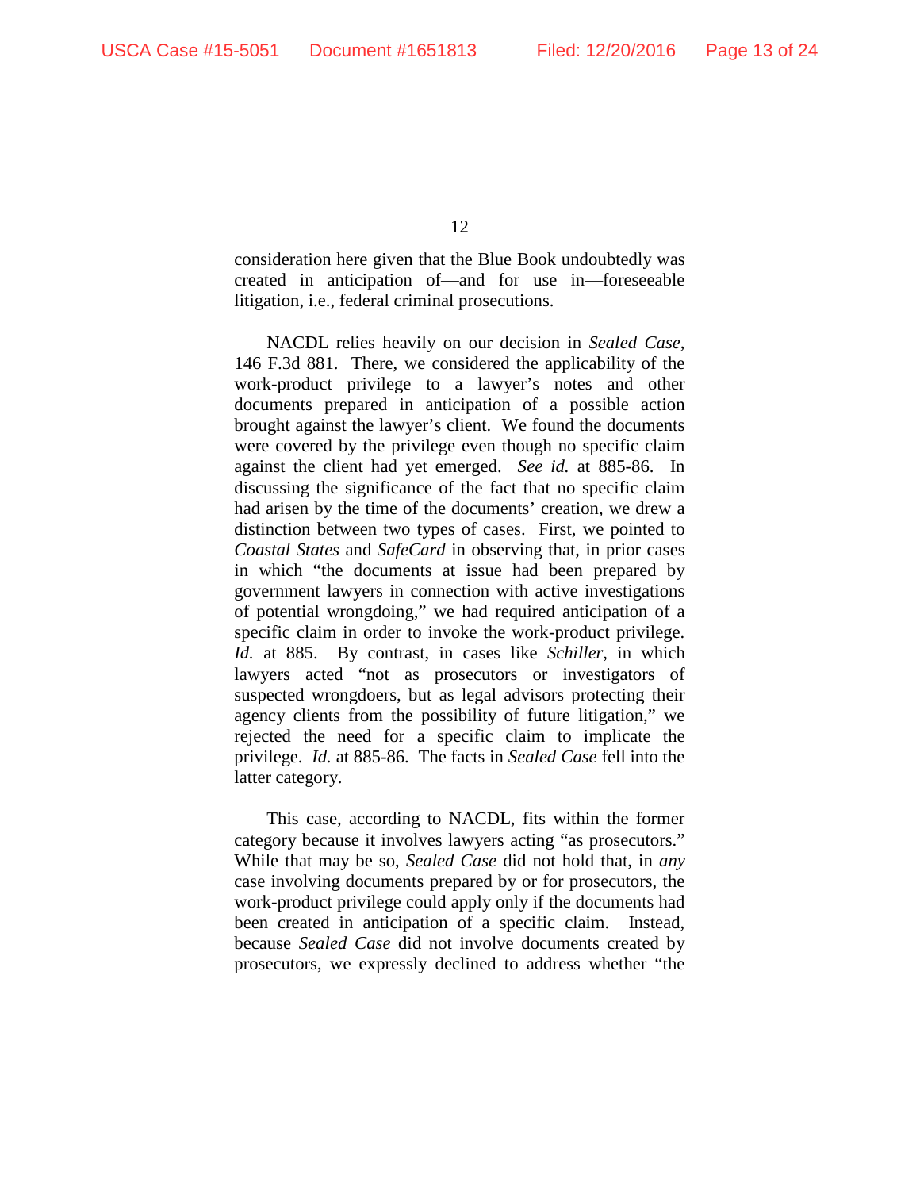consideration here given that the Blue Book undoubtedly was created in anticipation of—and for use in—foreseeable litigation, i.e., federal criminal prosecutions.

NACDL relies heavily on our decision in *Sealed Case*, 146 F.3d 881. There, we considered the applicability of the work-product privilege to a lawyer's notes and other documents prepared in anticipation of a possible action brought against the lawyer's client. We found the documents were covered by the privilege even though no specific claim against the client had yet emerged. *See id.* at 885-86. In discussing the significance of the fact that no specific claim had arisen by the time of the documents' creation, we drew a distinction between two types of cases. First, we pointed to *Coastal States* and *SafeCard* in observing that, in prior cases in which "the documents at issue had been prepared by government lawyers in connection with active investigations of potential wrongdoing," we had required anticipation of a specific claim in order to invoke the work-product privilege. *Id.* at 885. By contrast, in cases like *Schiller*, in which lawyers acted "not as prosecutors or investigators of suspected wrongdoers, but as legal advisors protecting their agency clients from the possibility of future litigation," we rejected the need for a specific claim to implicate the privilege. *Id.* at 885-86. The facts in *Sealed Case* fell into the latter category.

This case, according to NACDL, fits within the former category because it involves lawyers acting "as prosecutors." While that may be so, *Sealed Case* did not hold that, in *any* case involving documents prepared by or for prosecutors, the work-product privilege could apply only if the documents had been created in anticipation of a specific claim. Instead, because *Sealed Case* did not involve documents created by prosecutors, we expressly declined to address whether "the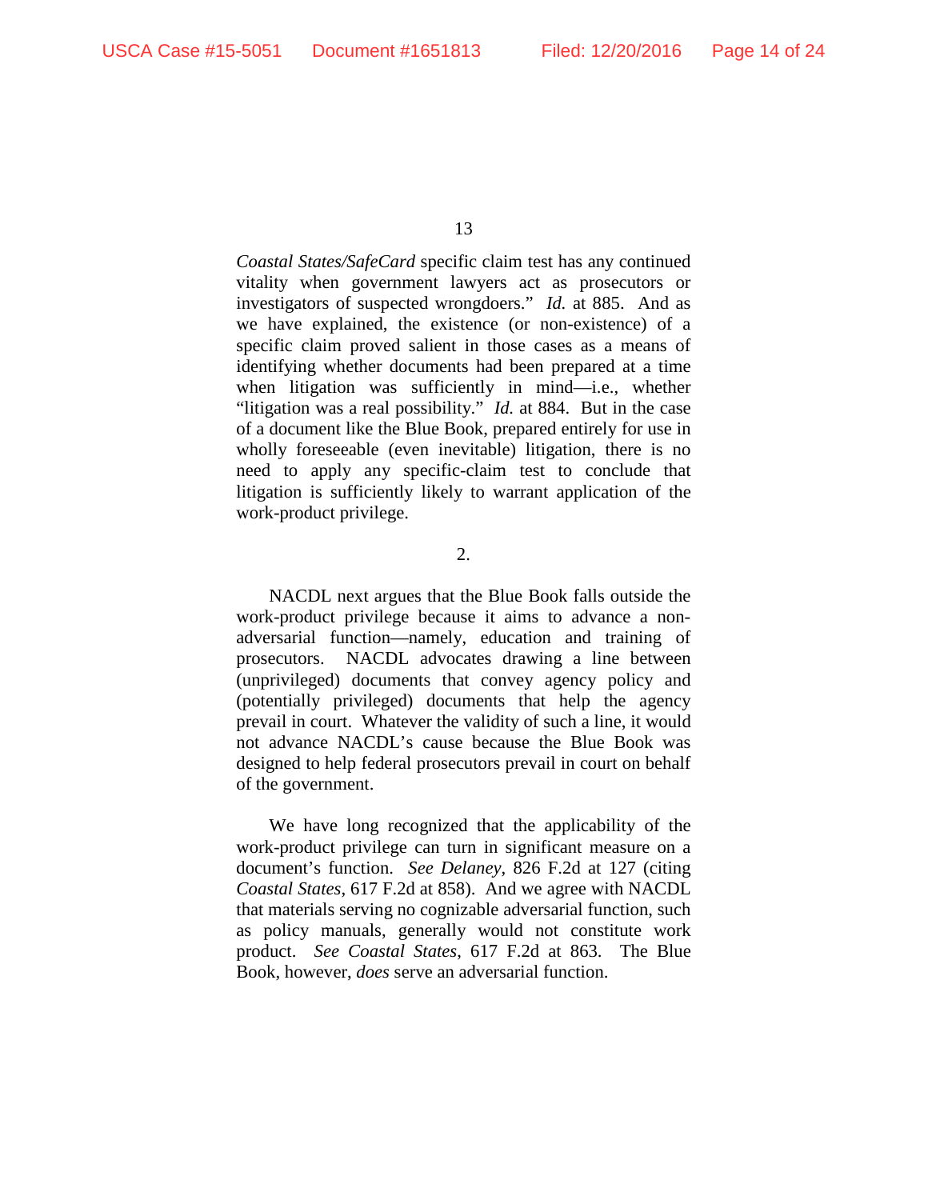*Coastal States/SafeCard* specific claim test has any continued vitality when government lawyers act as prosecutors or investigators of suspected wrongdoers." *Id.* at 885. And as we have explained, the existence (or non-existence) of a specific claim proved salient in those cases as a means of identifying whether documents had been prepared at a time when litigation was sufficiently in mind—i.e., whether "litigation was a real possibility." *Id.* at 884. But in the case of a document like the Blue Book, prepared entirely for use in wholly foreseeable (even inevitable) litigation, there is no need to apply any specific-claim test to conclude that litigation is sufficiently likely to warrant application of the work-product privilege.

2.

NACDL next argues that the Blue Book falls outside the work-product privilege because it aims to advance a non-adversarial function—namely, education and training of prosecutors. NACDL advocates drawing a line between (unprivileged) documents that convey agency policy and (potentially privileged) documents that help the agency prevail in court. Whatever the validity of such a line, it would not advance NACDL's cause because the Blue Book was designed to help federal prosecutors prevail in court on behalf of the government.

We have long recognized that the applicability of the work-product privilege can turn in significant measure on a document's function. *See Delaney*, 826 F.2d at 127 (citing *Coastal States*, 617 F.2d at 858). And we agree with NACDL that materials serving no cognizable adversarial function, such as policy manuals, generally would not constitute work product. *See Coastal States*, 617 F.2d at 863. The Blue Book, however, *does* serve an adversarial function.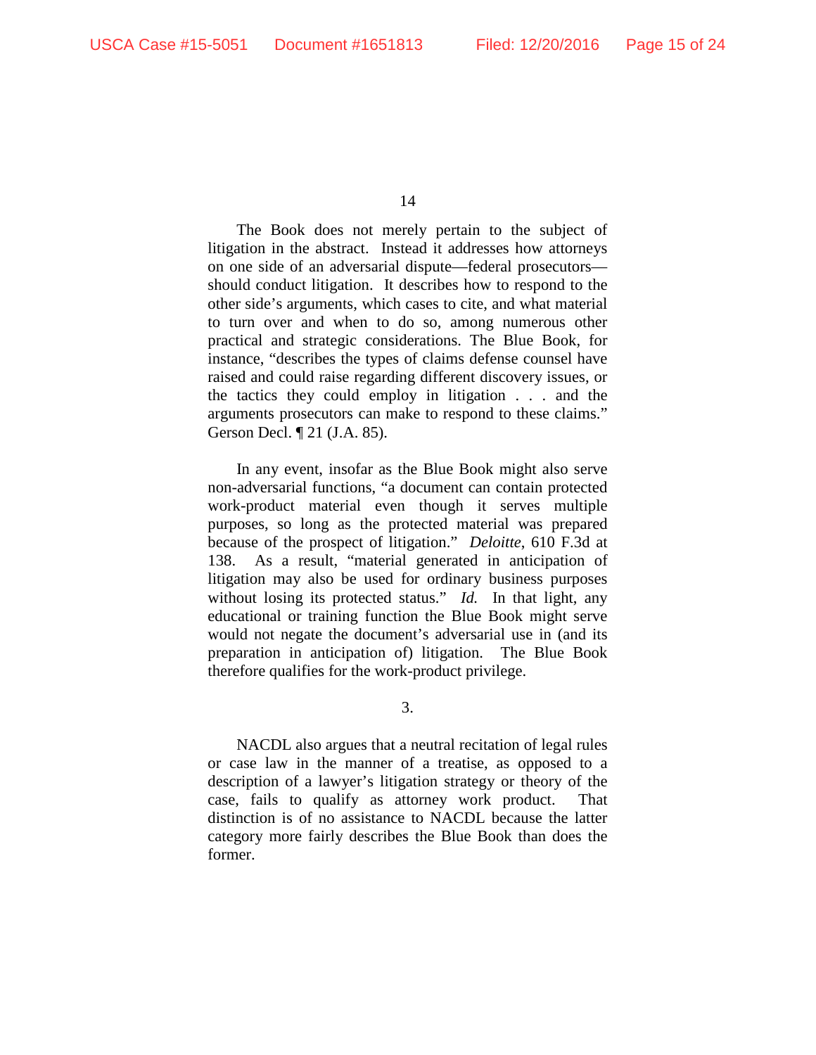The Book does not merely pertain to the subject of litigation in the abstract. Instead it addresses how attorneys on one side of an adversarial dispute—federal prosecutors—should conduct litigation. It describes how to respond to the other side's arguments, which cases to cite, and what material to turn over and when to do so, among numerous other practical and strategic considerations. The Blue Book, for instance, "describes the types of claims defense counsel have raised and could raise regarding different discovery issues, or the tactics they could employ in litigation . . . and the arguments prosecutors can make to respond to these claims." Gerson Decl. ¶ 21 (J.A. 85).

In any event, insofar as the Blue Book might also serve non-adversarial functions, "a document can contain protected work-product material even though it serves multiple purposes, so long as the protected material was prepared because of the prospect of litigation." *Deloitte*, 610 F.3d at 138. As a result, "material generated in anticipation of litigation may also be used for ordinary business purposes without losing its protected status." *Id.* In that light, any educational or training function the Blue Book might serve would not negate the document's adversarial use in (and its preparation in anticipation of) litigation. The Blue Book therefore qualifies for the work-product privilege.

3.

NACDL also argues that a neutral recitation of legal rules or case law in the manner of a treatise, as opposed to a description of a lawyer's litigation strategy or theory of the case, fails to qualify as attorney work product. That distinction is of no assistance to NACDL because the latter category more fairly describes the Blue Book than does the former.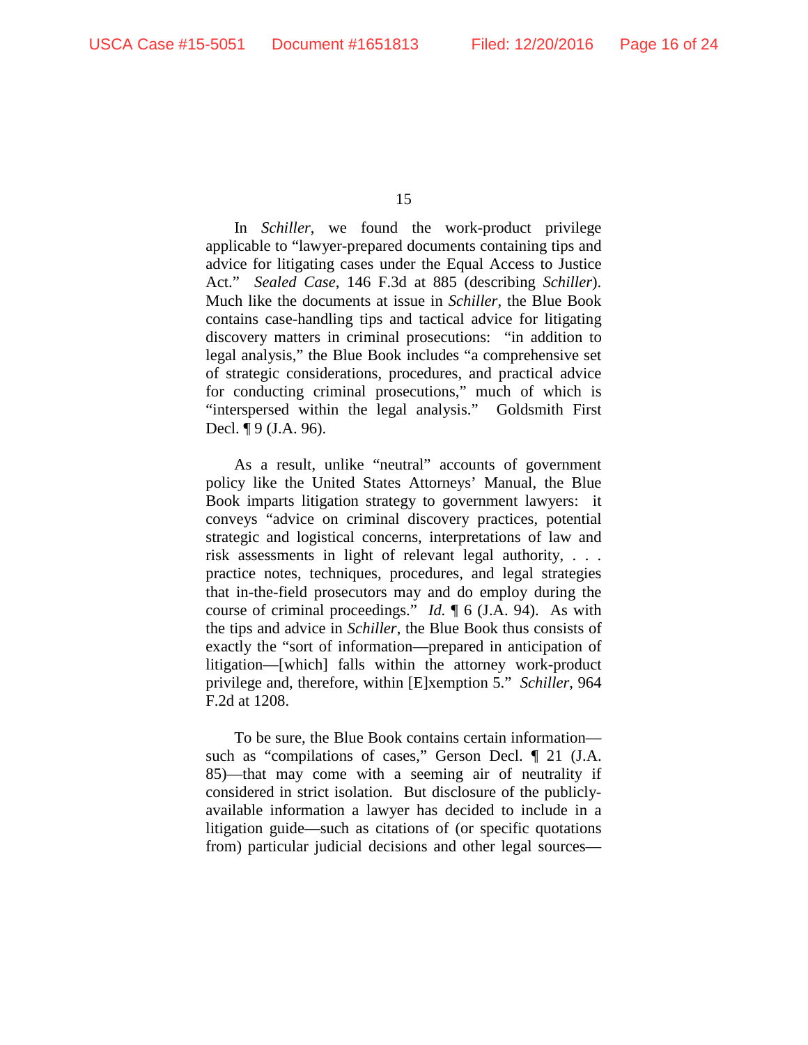In *Schiller*, we found the work-product privilege applicable to "lawyer-prepared documents containing tips and advice for litigating cases under the Equal Access to Justice Act." *Sealed Case*, 146 F.3d at 885 (describing *Schiller*). Much like the documents at issue in *Schiller*, the Blue Book contains case-handling tips and tactical advice for litigating discovery matters in criminal prosecutions: "in addition to legal analysis," the Blue Book includes "a comprehensive set of strategic considerations, procedures, and practical advice for conducting criminal prosecutions," much of which is "interspersed within the legal analysis." Goldsmith First Decl. ¶ 9 (J.A. 96).

As a result, unlike "neutral" accounts of government policy like the United States Attorneys' Manual, the Blue Book imparts litigation strategy to government lawyers: it conveys "advice on criminal discovery practices, potential strategic and logistical concerns, interpretations of law and risk assessments in light of relevant legal authority, . . . practice notes, techniques, procedures, and legal strategies that in-the-field prosecutors may and do employ during the course of criminal proceedings." *Id.* ¶ 6 (J.A. 94). As with the tips and advice in *Schiller*, the Blue Book thus consists of exactly the "sort of information—prepared in anticipation of litigation—[which] falls within the attorney work-product privilege and, therefore, within [E]xemption 5." *Schiller*, 964 F.2d at 1208.

To be sure, the Blue Book contains certain information—such as "compilations of cases," Gerson Decl. ¶ 21 (J.A. 85)—that may come with a seeming air of neutrality if considered in strict isolation. But disclosure of the publicly-available information a lawyer has decided to include in a litigation guide—such as citations of (or specific quotations from) particular judicial decisions and other legal sources—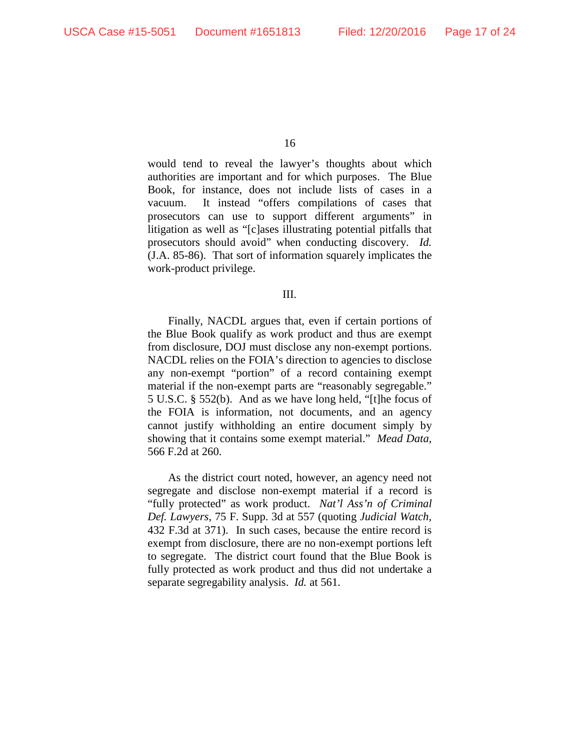would tend to reveal the lawyer's thoughts about which authorities are important and for which purposes. The Blue Book, for instance, does not include lists of cases in a vacuum. It instead "offers compilations of cases that prosecutors can use to support different arguments" in litigation as well as "[c]ases illustrating potential pitfalls that prosecutors should avoid" when conducting discovery. *Id.* (J.A. 85-86). That sort of information squarely implicates the work-product privilege.

III.

Finally, NACDL argues that, even if certain portions of the Blue Book qualify as work product and thus are exempt from disclosure, DOJ must disclose any non-exempt portions. NACDL relies on the FOIA's direction to agencies to disclose any non-exempt "portion" of a record containing exempt material if the non-exempt parts are "reasonably segregable." 5 U.S.C. § 552(b). And as we have long held, "[t]he focus of the FOIA is information, not documents, and an agency cannot justify withholding an entire document simply by showing that it contains some exempt material." *Mead Data*, 566 F.2d at 260.

As the district court noted, however, an agency need not segregate and disclose non-exempt material if a record is "fully protected" as work product. *Nat'l Ass'n of Criminal Def. Lawyers*, 75 F. Supp. 3d at 557 (quoting *Judicial Watch*, 432 F.3d at 371). In such cases, because the entire record is exempt from disclosure, there are no non-exempt portions left to segregate. The district court found that the Blue Book is fully protected as work product and thus did not undertake a separate segregability analysis. *Id.* at 561.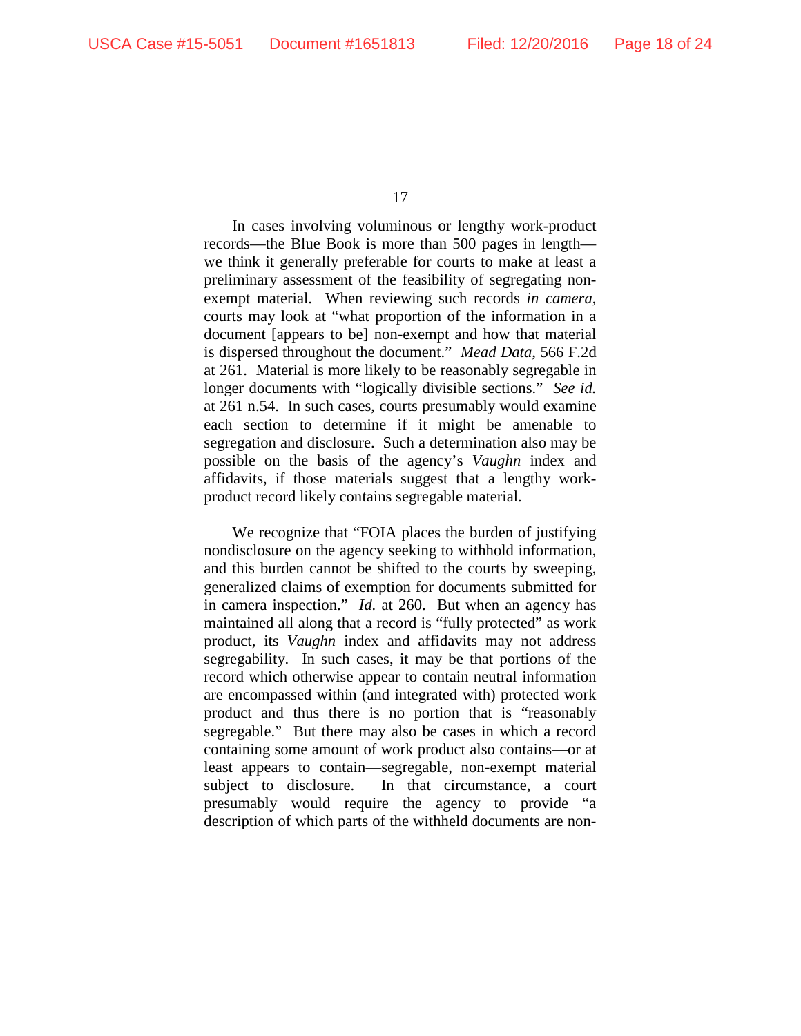In cases involving voluminous or lengthy work-product records—the Blue Book is more than 500 pages in length—we think it generally preferable for courts to make at least a preliminary assessment of the feasibility of segregating non-exempt material. When reviewing such records *in camera*, courts may look at "what proportion of the information in a document [appears to be] non-exempt and how that material is dispersed throughout the document." *Mead Data*, 566 F.2d at 261. Material is more likely to be reasonably segregable in longer documents with "logically divisible sections." *See id.* at 261 n.54. In such cases, courts presumably would examine each section to determine if it might be amenable to segregation and disclosure. Such a determination also may be possible on the basis of the agency's *Vaughn* index and affidavits, if those materials suggest that a lengthy work-product record likely contains segregable material.

We recognize that "FOIA places the burden of justifying nondisclosure on the agency seeking to withhold information, and this burden cannot be shifted to the courts by sweeping, generalized claims of exemption for documents submitted for in camera inspection." *Id.* at 260. But when an agency has maintained all along that a record is "fully protected" as work product, its *Vaughn* index and affidavits may not address segregability. In such cases, it may be that portions of the record which otherwise appear to contain neutral information are encompassed within (and integrated with) protected work product and thus there is no portion that is "reasonably segregable." But there may also be cases in which a record containing some amount of work product also contains—or at least appears to contain—segregable, non-exempt material subject to disclosure. In that circumstance, a court presumably would require the agency to provide "a description of which parts of the withheld documents are non-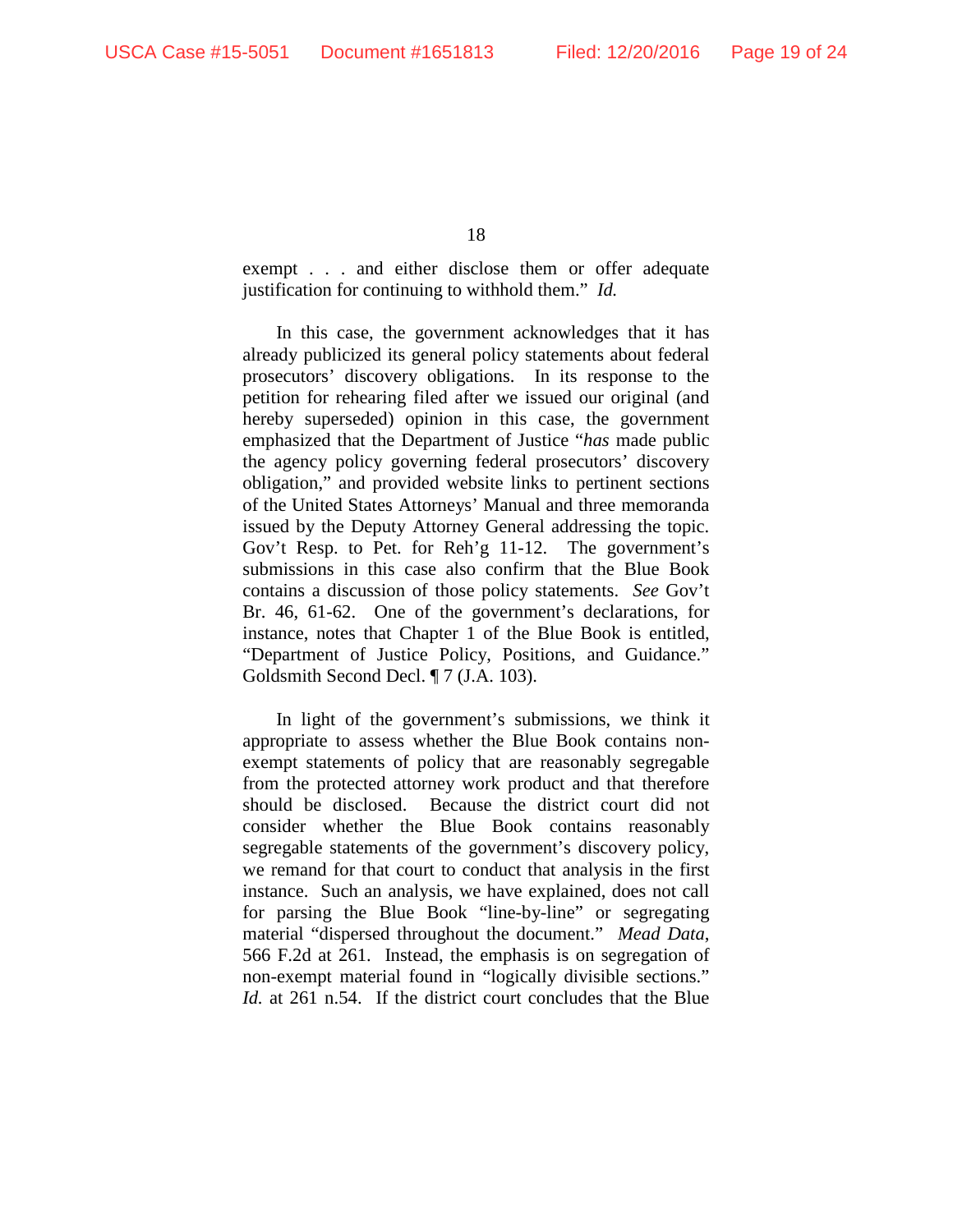exempt . . . and either disclose them or offer adequate justification for continuing to withhold them." *Id.*

In this case, the government acknowledges that it has already publicized its general policy statements about federal prosecutors' discovery obligations. In its response to the petition for rehearing filed after we issued our original (and hereby superseded) opinion in this case, the government emphasized that the Department of Justice "*has* made public the agency policy governing federal prosecutors' discovery obligation," and provided website links to pertinent sections of the United States Attorneys' Manual and three memoranda issued by the Deputy Attorney General addressing the topic. Gov't Resp. to Pet. for Reh'g 11-12. The government's submissions in this case also confirm that the Blue Book contains a discussion of those policy statements. *See* Gov't Br. 46, 61-62. One of the government's declarations, for instance, notes that Chapter 1 of the Blue Book is entitled, "Department of Justice Policy, Positions, and Guidance." Goldsmith Second Decl. ¶ 7 (J.A. 103).

In light of the government's submissions, we think it appropriate to assess whether the Blue Book contains non-exempt statements of policy that are reasonably segregable from the protected attorney work product and that therefore should be disclosed. Because the district court did not consider whether the Blue Book contains reasonably segregable statements of the government's discovery policy, we remand for that court to conduct that analysis in the first instance. Such an analysis, we have explained, does not call for parsing the Blue Book "line-by-line" or segregating material "dispersed throughout the document." *Mead Data*, 566 F.2d at 261. Instead, the emphasis is on segregation of non-exempt material found in "logically divisible sections." *Id.* at 261 n.54. If the district court concludes that the Blue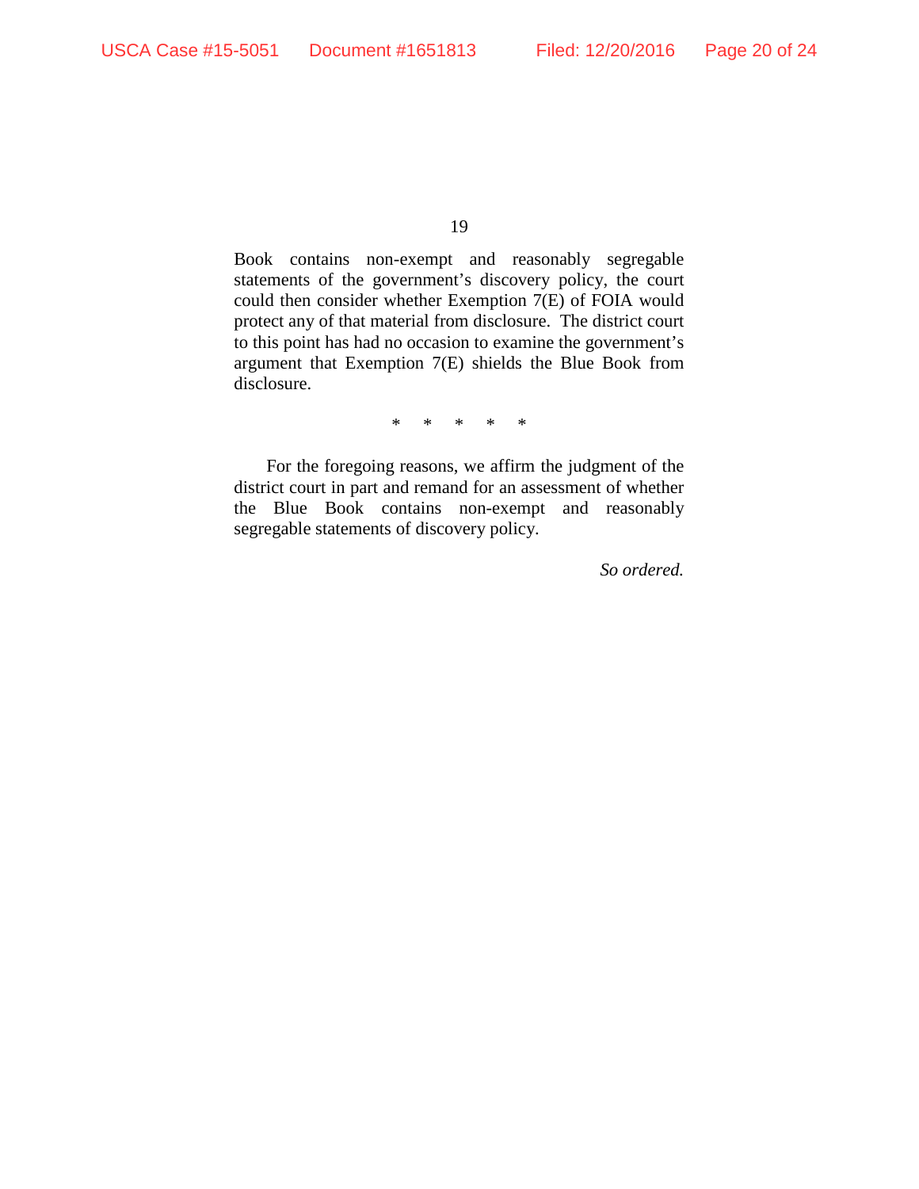Book contains non-exempt and reasonably segregable statements of the government's discovery policy, the court could then consider whether Exemption 7(E) of FOIA would protect any of that material from disclosure. The district court to this point has had no occasion to examine the government's argument that Exemption 7(E) shields the Blue Book from disclosure.

\* \* \* \* \*

For the foregoing reasons, we affirm the judgment of the district court in part and remand for an assessment of whether the Blue Book contains non-exempt and reasonably segregable statements of discovery policy.

*So ordered.*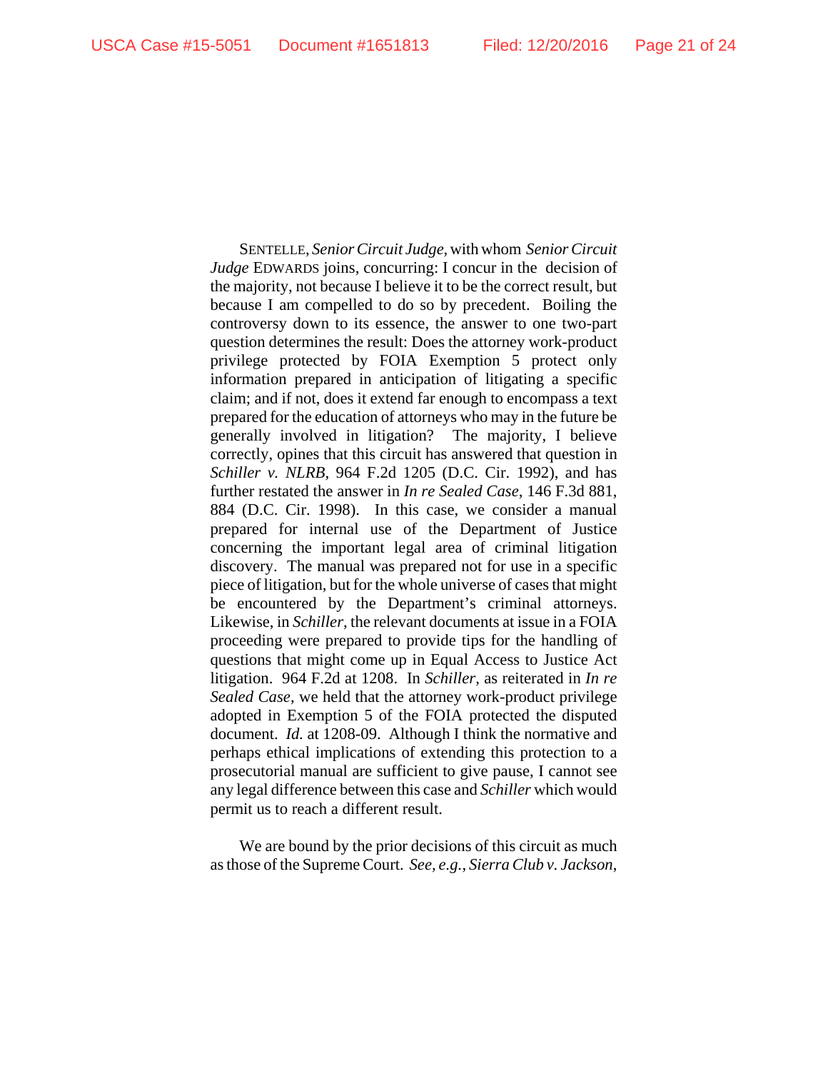SENTELLE, *Senior Circuit Judge*, with whom *Senior Circuit Judge* EDWARDS joins, concurring: I concur in the decision of the majority, not because I believe it to be the correct result, but because I am compelled to do so by precedent. Boiling the controversy down to its essence, the answer to one two-part question determines the result: Does the attorney work-product privilege protected by FOIA Exemption 5 protect only information prepared in anticipation of litigating a specific claim; and if not, does it extend far enough to encompass a text prepared for the education of attorneys who may in the future be generally involved in litigation? The majority, I believe correctly, opines that this circuit has answered that question in *Schiller v. NLRB*, 964 F.2d 1205 (D.C. Cir. 1992), and has further restated the answer in *In re Sealed Case*, 146 F.3d 881, 884 (D.C. Cir. 1998). In this case, we consider a manual prepared for internal use of the Department of Justice concerning the important legal area of criminal litigation discovery. The manual was prepared not for use in a specific piece of litigation, but for the whole universe of cases that might be encountered by the Department's criminal attorneys. Likewise, in *Schiller*, the relevant documents at issue in a FOIA proceeding were prepared to provide tips for the handling of questions that might come up in Equal Access to Justice Act litigation. 964 F.2d at 1208. In *Schiller*, as reiterated in *In re Sealed Case*, we held that the attorney work-product privilege adopted in Exemption 5 of the FOIA protected the disputed document. *Id.* at 1208-09. Although I think the normative and perhaps ethical implications of extending this protection to a prosecutorial manual are sufficient to give pause, I cannot see any legal difference between this case and *Schiller* which would permit us to reach a different result.

We are bound by the prior decisions of this circuit as much as those of the Supreme Court. *See, e.g.*, *Sierra Club v. Jackson*,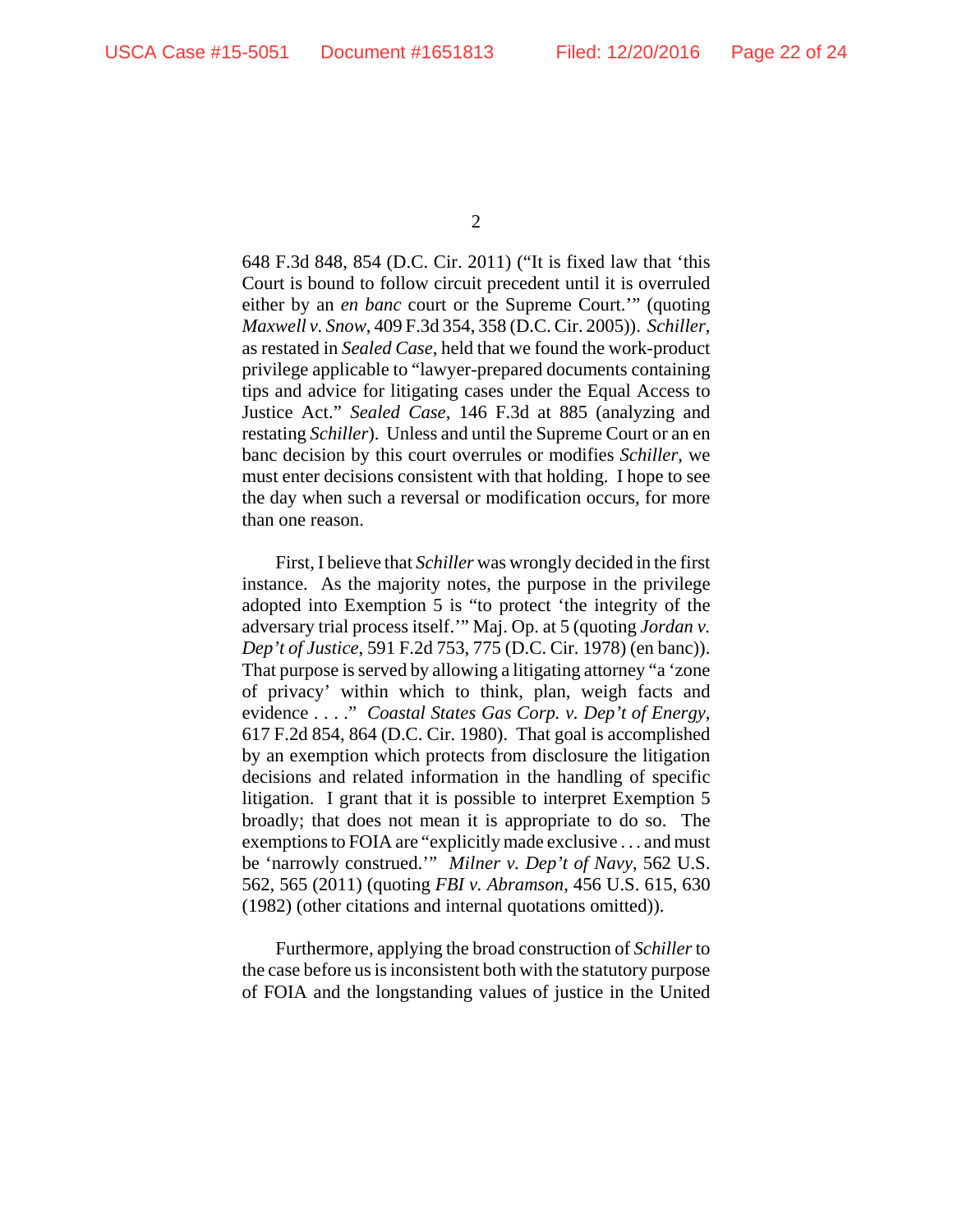648 F.3d 848, 854 (D.C. Cir. 2011) ("It is fixed law that 'this Court is bound to follow circuit precedent until it is overruled either by an *en banc* court or the Supreme Court.'" (quoting *Maxwell v. Snow*, 409 F.3d 354, 358 (D.C. Cir. 2005)). *Schiller*, as restated in *Sealed Case*, held that we found the work-product privilege applicable to "lawyer-prepared documents containing tips and advice for litigating cases under the Equal Access to Justice Act." *Sealed Case*, 146 F.3d at 885 (analyzing and restating *Schiller*). Unless and until the Supreme Court or an en banc decision by this court overrules or modifies *Schiller*, we must enter decisions consistent with that holding. I hope to see the day when such a reversal or modification occurs, for more than one reason.

First, I believe that *Schiller* was wrongly decided in the first instance. As the majority notes, the purpose in the privilege adopted into Exemption 5 is "to protect 'the integrity of the adversary trial process itself.'" Maj. Op. at 5 (quoting *Jordan v. Dep't of Justice*, 591 F.2d 753, 775 (D.C. Cir. 1978) (en banc)). That purpose is served by allowing a litigating attorney "a 'zone of privacy' within which to think, plan, weigh facts and evidence . . . ." *Coastal States Gas Corp. v. Dep't of Energy*, 617 F.2d 854, 864 (D.C. Cir. 1980). That goal is accomplished by an exemption which protects from disclosure the litigation decisions and related information in the handling of specific litigation. I grant that it is possible to interpret Exemption 5 broadly; that does not mean it is appropriate to do so. The exemptions to FOIA are "explicitly made exclusive . . . and must be 'narrowly construed.'" *Milner v. Dep't of Navy*, 562 U.S. 562, 565 (2011) (quoting *FBI v. Abramson*, 456 U.S. 615, 630 (1982) (other citations and internal quotations omitted)).

Furthermore, applying the broad construction of *Schiller* to the case before us is inconsistent both with the statutory purpose of FOIA and the longstanding values of justice in the United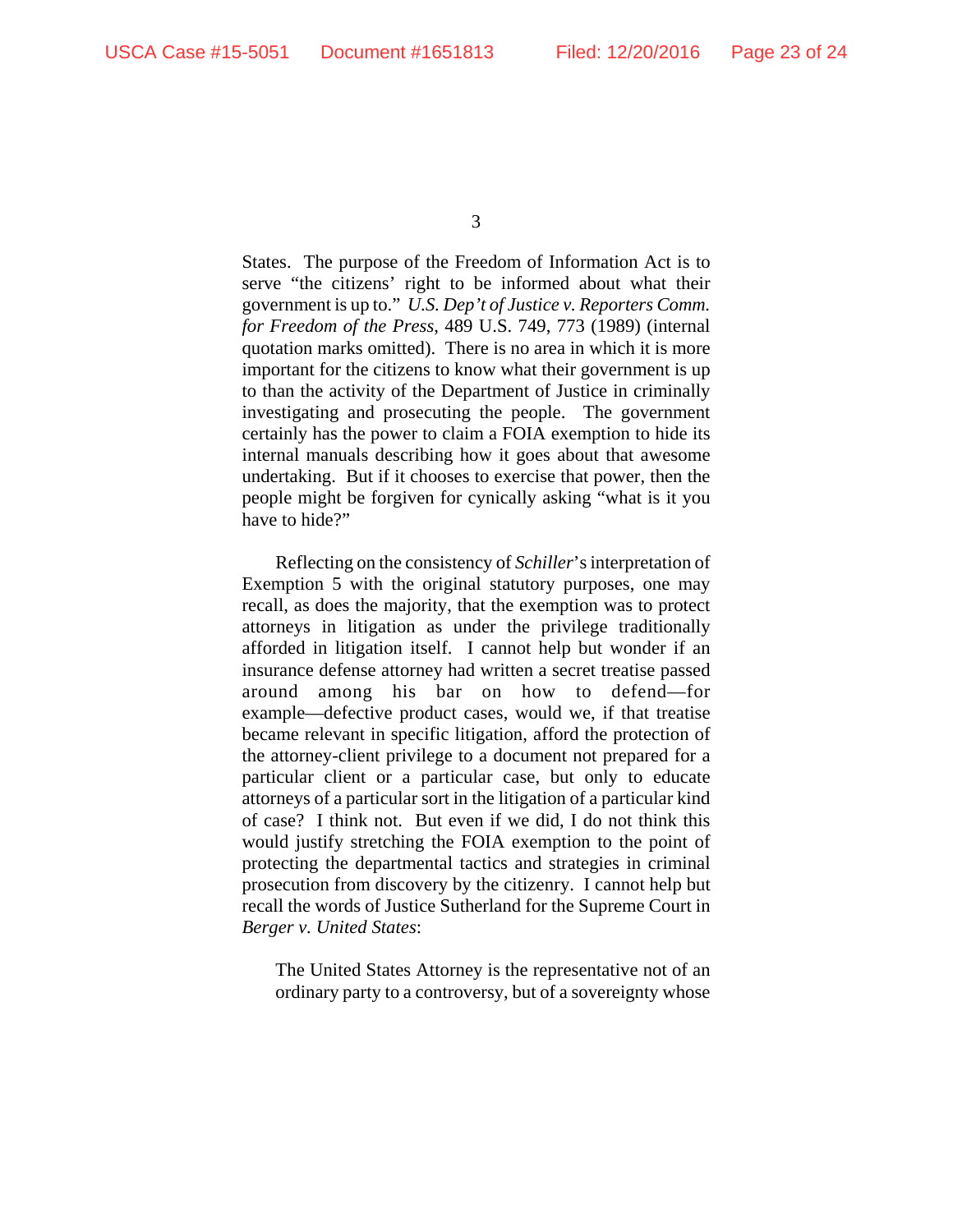States. The purpose of the Freedom of Information Act is to serve "the citizens' right to be informed about what their government is up to." *U.S. Dep't of Justice v. Reporters Comm. for Freedom of the Press*, 489 U.S. 749, 773 (1989) (internal quotation marks omitted). There is no area in which it is more important for the citizens to know what their government is up to than the activity of the Department of Justice in criminally investigating and prosecuting the people. The government certainly has the power to claim a FOIA exemption to hide its internal manuals describing how it goes about that awesome undertaking. But if it chooses to exercise that power, then the people might be forgiven for cynically asking "what is it you have to hide?"

Reflecting on the consistency of *Schiller*'s interpretation of Exemption 5 with the original statutory purposes, one may recall, as does the majority, that the exemption was to protect attorneys in litigation as under the privilege traditionally afforded in litigation itself. I cannot help but wonder if an insurance defense attorney had written a secret treatise passed around among his bar on how to defend—for example—defective product cases, would we, if that treatise became relevant in specific litigation, afford the protection of the attorney-client privilege to a document not prepared for a particular client or a particular case, but only to educate attorneys of a particular sort in the litigation of a particular kind of case? I think not. But even if we did, I do not think this would justify stretching the FOIA exemption to the point of protecting the departmental tactics and strategies in criminal prosecution from discovery by the citizenry. I cannot help but recall the words of Justice Sutherland for the Supreme Court in *Berger v. United States*:

> The United States Attorney is the representative not of an ordinary party to a controversy, but of a sovereignty whose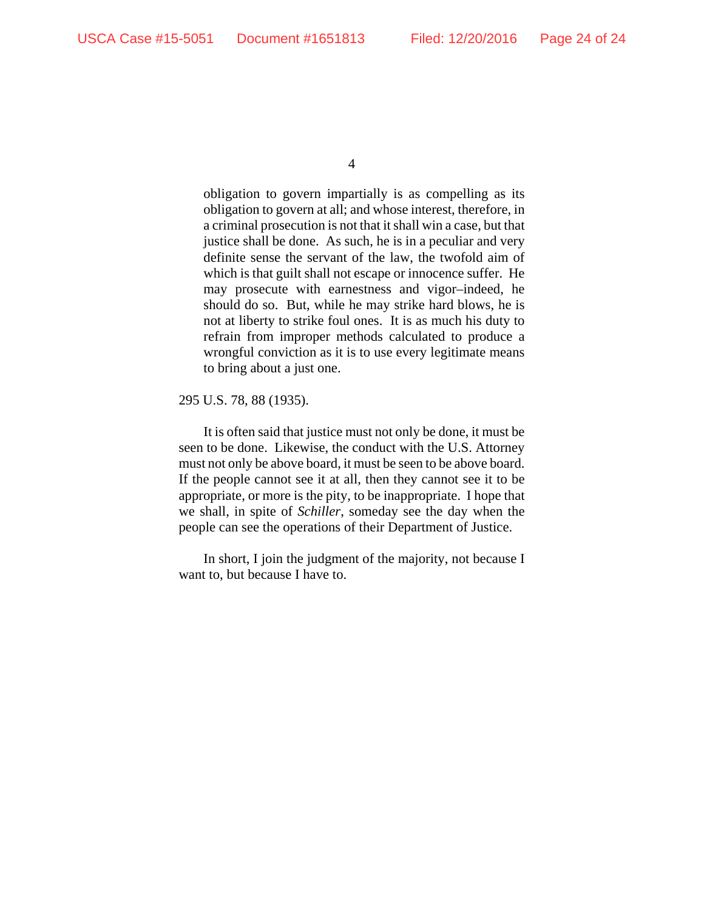> obligation to govern impartially is as compelling as its obligation to govern at all; and whose interest, therefore, in a criminal prosecution is not that it shall win a case, but that justice shall be done. As such, he is in a peculiar and very definite sense the servant of the law, the twofold aim of which is that guilt shall not escape or innocence suffer. He may prosecute with earnestness and vigor–indeed, he should do so. But, while he may strike hard blows, he is not at liberty to strike foul ones. It is as much his duty to refrain from improper methods calculated to produce a wrongful conviction as it is to use every legitimate means to bring about a just one.

295 U.S. 78, 88 (1935).

It is often said that justice must not only be done, it must be seen to be done. Likewise, the conduct with the U.S. Attorney must not only be above board, it must be seen to be above board. If the people cannot see it at all, then they cannot see it to be appropriate, or more is the pity, to be inappropriate. I hope that we shall, in spite of *Schiller*, someday see the day when the people can see the operations of their Department of Justice.

In short, I join the judgment of the majority, not because I want to, but because I have to.